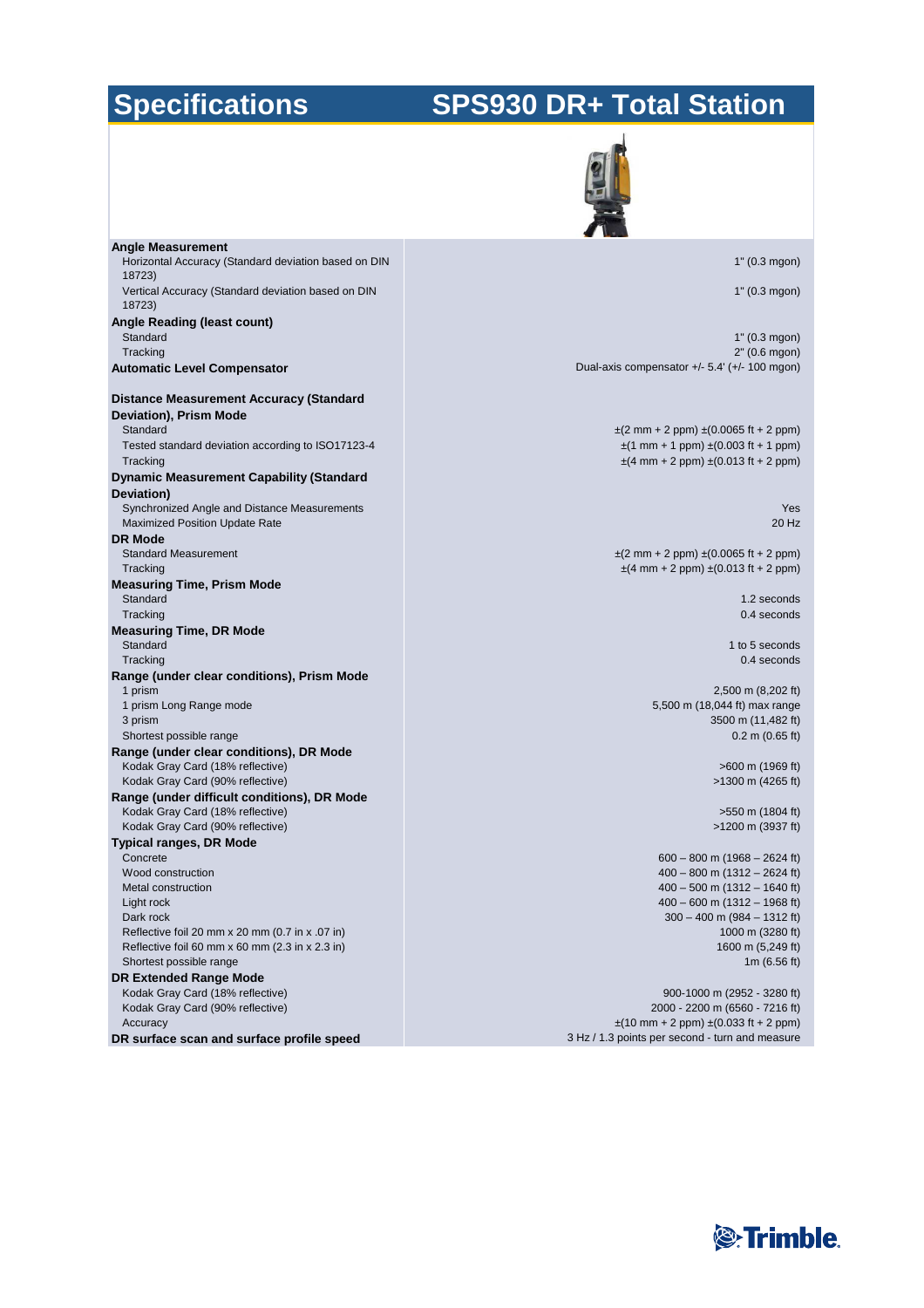# Specifications — SPS930 DR+ Total Station

| Specification | Value |
|---|---|
| **Angle Measurement** | |
| Horizontal Accuracy (Standard deviation based on DIN 18723) | 1" (0.3 mgon) |
| Vertical Accuracy (Standard deviation based on DIN 18723) | 1" (0.3 mgon) |
| **Angle Reading (least count)** | |
| Standard | 1" (0.3 mgon) |
| Tracking | 2" (0.6 mgon) |
| **Automatic Level Compensator** | Dual-axis compensator +/- 5.4' (+/- 100 mgon) |
| **Distance Measurement Accuracy (Standard Deviation), Prism Mode** | |
| Standard | ±(2 mm + 2 ppm) ±(0.0065 ft + 2 ppm) |
| Tested standard deviation according to ISO17123-4 | ±(1 mm + 1 ppm) ±(0.003 ft + 1 ppm) |
| Tracking | ±(4 mm + 2 ppm) ±(0.013 ft + 2 ppm) |
| **Dynamic Measurement Capability (Standard Deviation)** | |
| Synchronized Angle and Distance Measurements | Yes |
| Maximized Position Update Rate | 20 Hz |
| **DR Mode** | |
| Standard Measurement | ±(2 mm + 2 ppm) ±(0.0065 ft + 2 ppm) |
| Tracking | ±(4 mm + 2 ppm) ±(0.013 ft + 2 ppm) |
| **Measuring Time, Prism Mode** | |
| Standard | 1.2 seconds |
| Tracking | 0.4 seconds |
| **Measuring Time, DR Mode** | |
| Standard | 1 to 5 seconds |
| Tracking | 0.4 seconds |
| **Range (under clear conditions), Prism Mode** | |
| 1 prism | 2,500 m (8,202 ft) |
| 1 prism Long Range mode | 5,500 m (18,044 ft) max range |
| 3 prism | 3500 m (11,482 ft) |
| Shortest possible range | 0.2 m (0.65 ft) |
| **Range (under clear conditions), DR Mode** | |
| Kodak Gray Card (18% reflective) | >600 m (1969 ft) |
| Kodak Gray Card (90% reflective) | >1300 m (4265 ft) |
| **Range (under difficult conditions), DR Mode** | |
| Kodak Gray Card (18% reflective) | >550 m (1804 ft) |
| Kodak Gray Card (90% reflective) | >1200 m (3937 ft) |
| **Typical ranges, DR Mode** | |
| Concrete | 600 – 800 m (1968 – 2624 ft) |
| Wood construction | 400 – 800 m (1312 – 2624 ft) |
| Metal construction | 400 – 500 m (1312 – 1640 ft) |
| Light rock | 400 – 600 m (1312 – 1968 ft) |
| Dark rock | 300 – 400 m (984 – 1312 ft) |
| Reflective foil 20 mm x 20 mm (0.7 in x .07 in) | 1000 m (3280 ft) |
| Reflective foil 60 mm x 60 mm (2.3 in x 2.3 in) | 1600 m (5,249 ft) |
| Shortest possible range | 1m (6.56 ft) |
| **DR Extended Range Mode** | |
| Kodak Gray Card (18% reflective) | 900-1000 m (2952 - 3280 ft) |
| Kodak Gray Card (90% reflective) | 2000 - 2200 m (6560 - 7216 ft) |
| Accuracy | ±(10 mm + 2 ppm) ±(0.033 ft + 2 ppm) |
| **DR surface scan and surface profile speed** | 3 Hz / 1.3 points per second - turn and measure |

Trimble.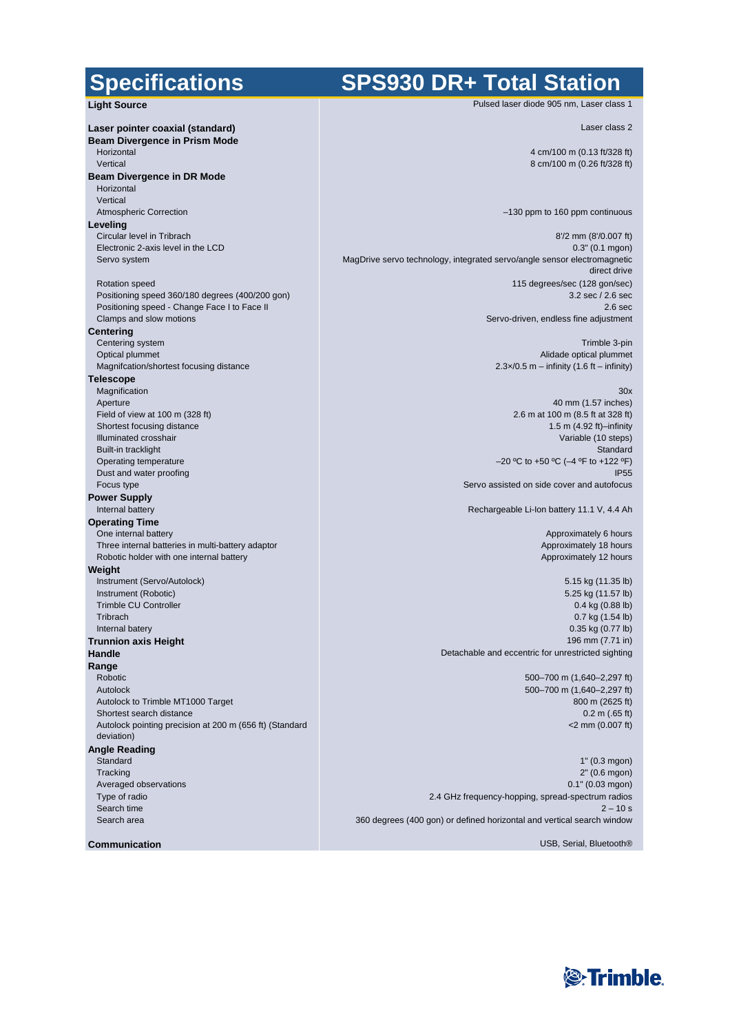# Specifications

# SPS930 DR+ Total Station

| Specification | Value |
|---|---|
| **Light Source** | Pulsed laser diode 905 nm, Laser class 1 |
| **Laser pointer coaxial (standard)** | Laser class 2 |
| **Beam Divergence in Prism Mode** | |
| Horizontal | 4 cm/100 m (0.13 ft/328 ft) |
| Vertical | 8 cm/100 m (0.26 ft/328 ft) |
| **Beam Divergence in DR Mode** | |
| Horizontal | |
| Vertical | |
| Atmospheric Correction | –130 ppm to 160 ppm continuous |
| **Leveling** | |
| Circular level in Tribrach | 8'/2 mm (8'/0.007 ft) |
| Electronic 2-axis level in the LCD | 0.3" (0.1 mgon) |
| Servo system | MagDrive servo technology, integrated servo/angle sensor electromagnetic direct drive |
| Rotation speed | 115 degrees/sec (128 gon/sec) |
| Positioning speed 360/180 degrees (400/200 gon) | 3.2 sec / 2.6 sec |
| Positioning speed - Change Face I to Face II | 2.6 sec |
| Clamps and slow motions | Servo-driven, endless fine adjustment |
| **Centering** | |
| Centering system | Trimble 3-pin |
| Optical plummet | Alidade optical plummet |
| Magnifcation/shortest focusing distance | 2.3×/0.5 m – infinity (1.6 ft – infinity) |
| **Telescope** | |
| Magnification | 30x |
| Aperture | 40 mm (1.57 inches) |
| Field of view at 100 m (328 ft) | 2.6 m at 100 m (8.5 ft at 328 ft) |
| Shortest focusing distance | 1.5 m (4.92 ft)–infinity |
| Illuminated crosshair | Variable (10 steps) |
| Built-in tracklight | Standard |
| Operating temperature | –20 ºC to +50 ºC (–4 ºF to +122 ºF) |
| Dust and water proofing | IP55 |
| Focus type | Servo assisted on side cover and autofocus |
| **Power Supply** | |
| Internal battery | Rechargeable Li-Ion battery 11.1 V, 4.4 Ah |
| **Operating Time** | |
| One internal battery | Approximately 6 hours |
| Three internal batteries in multi-battery adaptor | Approximately 18 hours |
| Robotic holder with one internal battery | Approximately 12 hours |
| **Weight** | |
| Instrument (Servo/Autolock) | 5.15 kg (11.35 lb) |
| Instrument (Robotic) | 5.25 kg (11.57 lb) |
| Trimble CU Controller | 0.4 kg (0.88 lb) |
| Tribrach | 0.7 kg (1.54 lb) |
| Internal batery | 0.35 kg (0.77 lb) |
| **Trunnion axis Height** | 196 mm (7.71 in) |
| **Handle** | Detachable and eccentric for unrestricted sighting |
| **Range** | |
| Robotic | 500–700 m (1,640–2,297 ft) |
| Autolock | 500–700 m (1,640–2,297 ft) |
| Autolock to Trimble MT1000 Target | 800 m (2625 ft) |
| Shortest search distance | 0.2 m (.65 ft) |
| Autolock pointing precision at 200 m (656 ft) (Standard deviation) | <2 mm (0.007 ft) |
| **Angle Reading** | |
| Standard | 1" (0.3 mgon) |
| Tracking | 2" (0.6 mgon) |
| Averaged observations | 0.1" (0.03 mgon) |
| Type of radio | 2.4 GHz frequency-hopping, spread-spectrum radios |
| Search time | 2 – 10 s |
| Search area | 360 degrees (400 gon) or defined horizontal and vertical search window |
| **Communication** | USB, Serial, Bluetooth® |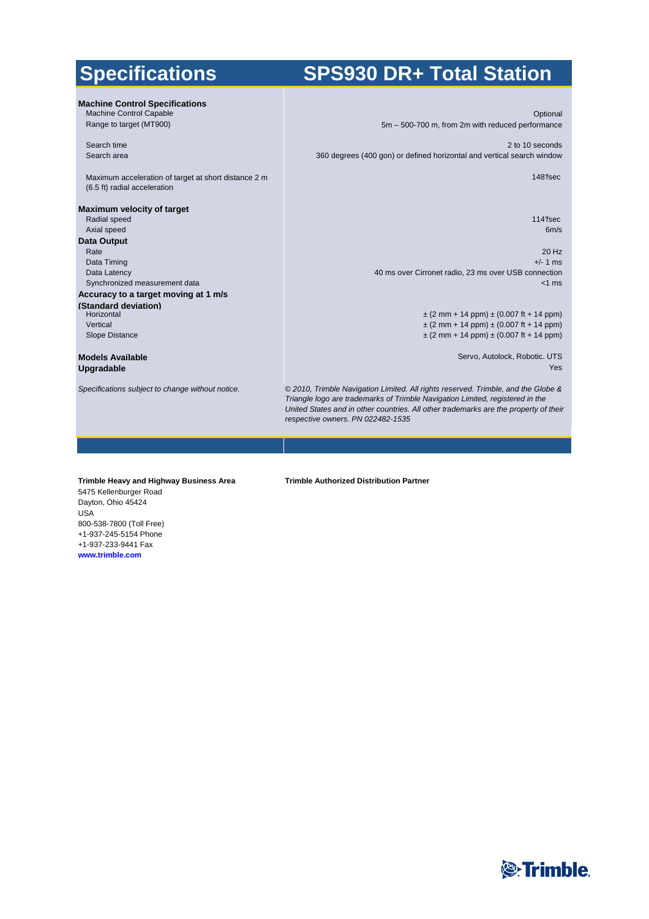# Specifications

# SPS930 DR+ Total Station

| | |
|---|---|
| **Machine Control Specifications** | |
| Machine Control Capable | Optional |
| Range to target (MT900) | 5m – 500-700 m, from 2m with reduced performance |
| Search time | 2 to 10 seconds |
| Search area | 360 degrees (400 gon) or defined horizontal and vertical search window |
| Maximum acceleration of target at short distance 2 m (6.5 ft) radial acceleration | 148°/sec |
| **Maximum velocity of target** | |
| Radial speed | 114°/sec |
| Axial speed | 6m/s |
| **Data Output** | |
| Rate | 20 Hz |
| Data Timing | +/- 1 ms |
| Data Latency | 40 ms over Cirronet radio, 23 ms over USB connection |
| Synchronized measurement data | <1 ms |
| **Accuracy to a target moving at 1 m/s (Standard deviation)** | |
| Horizontal | ± (2 mm + 14 ppm) ± (0.007 ft + 14 ppm) |
| Vertical | ± (2 mm + 14 ppm) ± (0.007 ft + 14 ppm) |
| Slope Distance | ± (2 mm + 14 ppm) ± (0.007 ft + 14 ppm) |
| **Models Available** | Servo, Autolock, Robotic. UTS |
| **Upgradable** | Yes |

*Specifications subject to change without notice.*

*© 2010, Trimble Navigation Limited. All rights reserved. Trimble, and the Globe & Triangle logo are trademarks of Trimble Navigation Limited, registered in the United States and in other countries. All other trademarks are the property of their respective owners. PN 022482-1535*

**Trimble Heavy and Highway Business Area**
5475 Kellenburger Road
Dayton, Ohio 45424
USA
800-538-7800 (Toll Free)
+1-937-245-5154 Phone
+1-937-233-9441 Fax
**www.trimble.com**

**Trimble Authorized Distribution Partner**

Trimble